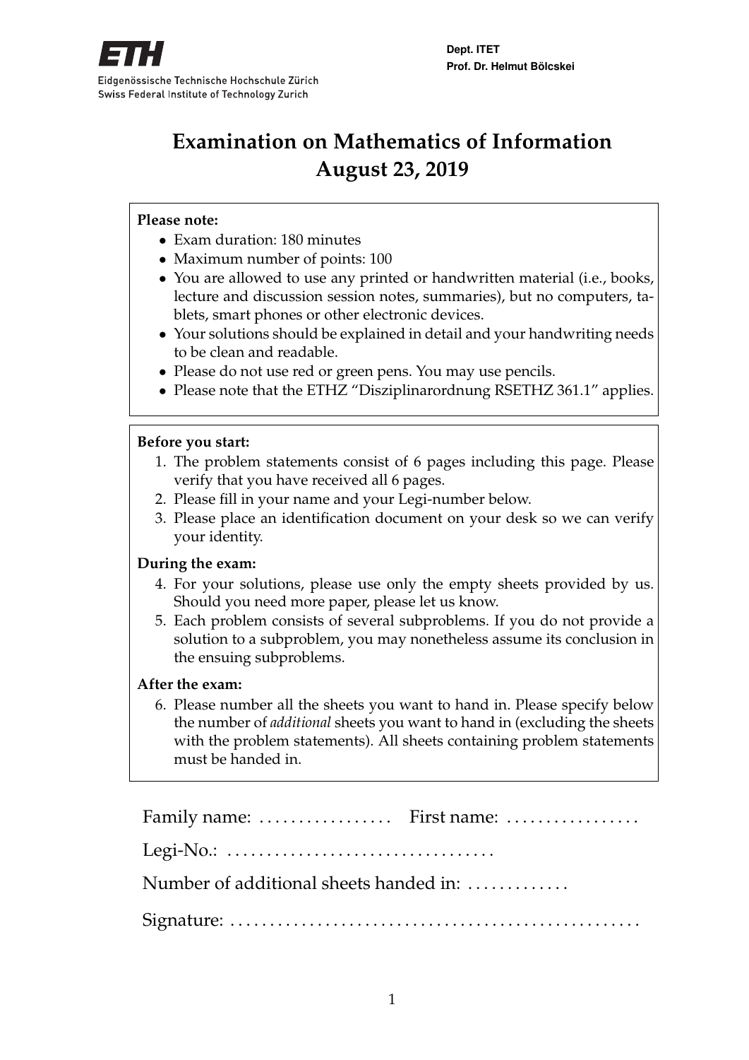ETH

Eidgenössische Technische Hochschule Zürich
Swiss Federal Institute of Technology Zurich

**Dept. ITET**
**Prof. Dr. Helmut Bölcskei**

# Examination on Mathematics of Information
# August 23, 2019

**Please note:**

- Exam duration: 180 minutes
- Maximum number of points: 100
- You are allowed to use any printed or handwritten material (i.e., books, lecture and discussion session notes, summaries), but no computers, tablets, smart phones or other electronic devices.
- Your solutions should be explained in detail and your handwriting needs to be clean and readable.
- Please do not use red or green pens. You may use pencils.
- Please note that the ETHZ "Disziplinarordnung RSETHZ 361.1" applies.

**Before you start:**

1. The problem statements consist of 6 pages including this page. Please verify that you have received all 6 pages.
2. Please fill in your name and your Legi-number below.
3. Please place an identification document on your desk so we can verify your identity.

**During the exam:**

4. For your solutions, please use only the empty sheets provided by us. Should you need more paper, please let us know.
5. Each problem consists of several subproblems. If you do not provide a solution to a subproblem, you may nonetheless assume its conclusion in the ensuing subproblems.

**After the exam:**

6. Please number all the sheets you want to hand in. Please specify below the number of *additional* sheets you want to hand in (excluding the sheets with the problem statements). All sheets containing problem statements must be handed in.

Family name: ................. First name: .................

Legi-No.: ..................................

Number of additional sheets handed in: .............

Signature: ....................................................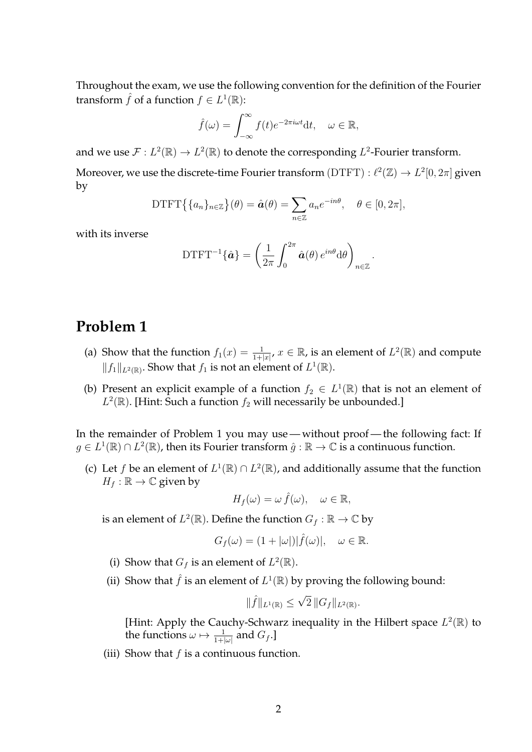Throughout the exam, we use the following convention for the definition of the Fourier transform $\hat{f}$ of a function $f \in L^1(\mathbb{R})$:

$$\hat{f}(\omega) = \int_{-\infty}^{\infty} f(t) e^{-2\pi i \omega t} \mathrm{d}t, \quad \omega \in \mathbb{R},$$

and we use $\mathcal{F} : L^2(\mathbb{R}) \to L^2(\mathbb{R})$ to denote the corresponding $L^2$-Fourier transform.

Moreover, we use the discrete-time Fourier transform $(\mathrm{DTFT}) : \ell^2(\mathbb{Z}) \to L^2[0, 2\pi]$ given by

$$\mathrm{DTFT}\big\{\{a_n\}_{n\in\mathbb{Z}}\big\}(\theta) = \hat{\boldsymbol{a}}(\theta) = \sum_{n\in\mathbb{Z}} a_n e^{-in\theta}, \quad \theta \in [0, 2\pi],$$

with its inverse

$$\mathrm{DTFT}^{-1}\{\hat{\boldsymbol{a}}\} = \left( \frac{1}{2\pi} \int_0^{2\pi} \hat{\boldsymbol{a}}(\theta)\, e^{in\theta} \mathrm{d}\theta \right)_{n\in\mathbb{Z}}.$$

## Problem 1

(a) Show that the function $f_1(x) = \frac{1}{1+|x|}$, $x \in \mathbb{R}$, is an element of $L^2(\mathbb{R})$ and compute $\|f_1\|_{L^2(\mathbb{R})}$. Show that $f_1$ is not an element of $L^1(\mathbb{R})$.

(b) Present an explicit example of a function $f_2 \in L^1(\mathbb{R})$ that is not an element of $L^2(\mathbb{R})$. [Hint: Such a function $f_2$ will necessarily be unbounded.]

In the remainder of Problem 1 you may use — without proof — the following fact: If $g \in L^1(\mathbb{R}) \cap L^2(\mathbb{R})$, then its Fourier transform $\hat{g} : \mathbb{R} \to \mathbb{C}$ is a continuous function.

(c) Let $f$ be an element of $L^1(\mathbb{R}) \cap L^2(\mathbb{R})$, and additionally assume that the function $H_f : \mathbb{R} \to \mathbb{C}$ given by

$$H_f(\omega) = \omega\, \hat{f}(\omega), \quad \omega \in \mathbb{R},$$

is an element of $L^2(\mathbb{R})$. Define the function $G_f : \mathbb{R} \to \mathbb{C}$ by

$$G_f(\omega) = (1 + |\omega|)|\hat{f}(\omega)|, \quad \omega \in \mathbb{R}.$$

(i) Show that $G_f$ is an element of $L^2(\mathbb{R})$.

(ii) Show that $\hat{f}$ is an element of $L^1(\mathbb{R})$ by proving the following bound:

$$\|\hat{f}\|_{L^1(\mathbb{R})} \leq \sqrt{2}\, \|G_f\|_{L^2(\mathbb{R})}.$$

[Hint: Apply the Cauchy-Schwarz inequality in the Hilbert space $L^2(\mathbb{R})$ to the functions $\omega \mapsto \frac{1}{1+|\omega|}$ and $G_f$.]

(iii) Show that $f$ is a continuous function.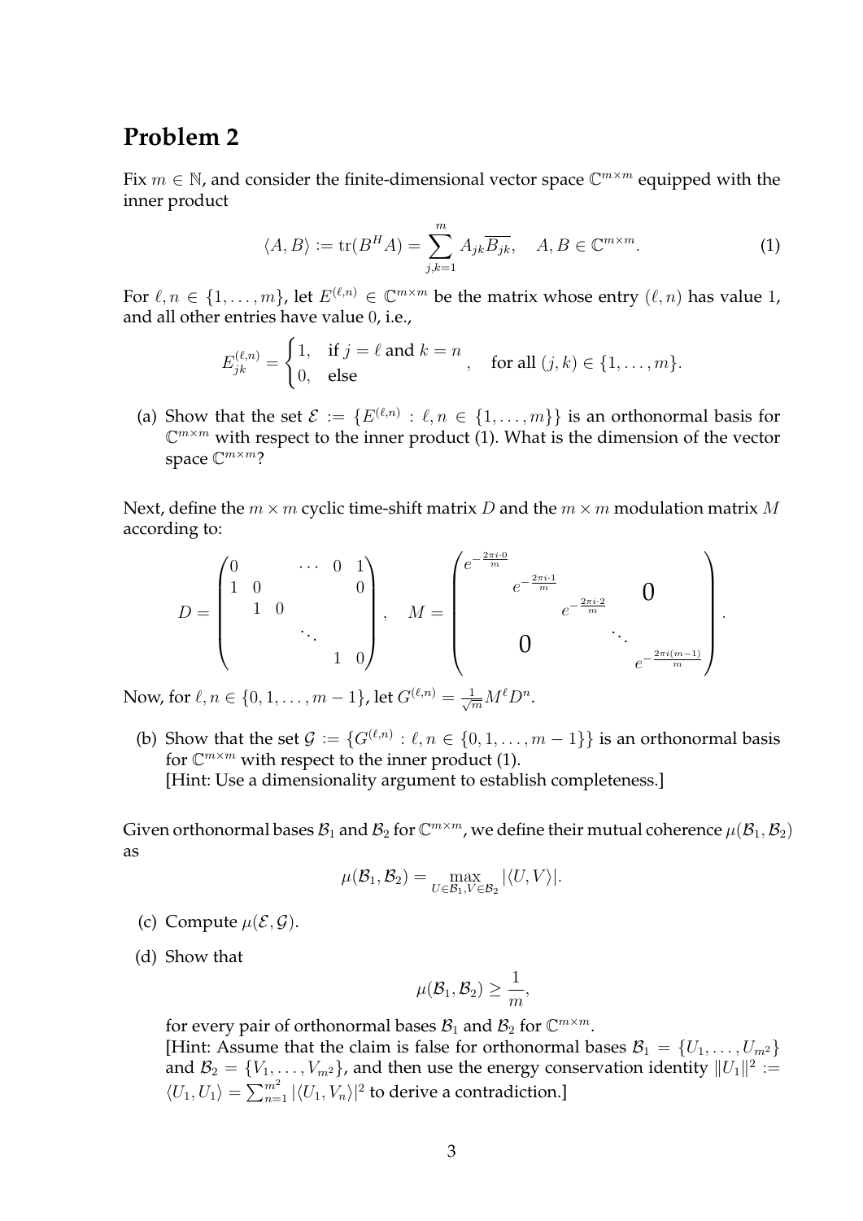## Problem 2

Fix $m \in \mathbb{N}$, and consider the finite-dimensional vector space $\mathbb{C}^{m\times m}$ equipped with the inner product

$$\langle A, B\rangle := \operatorname{tr}(B^H A) = \sum_{j,k=1}^{m} A_{jk}\overline{B_{jk}}, \quad A, B \in \mathbb{C}^{m\times m}. \tag{1}$$

For $\ell, n \in \{1, \ldots, m\}$, let $E^{(\ell,n)} \in \mathbb{C}^{m\times m}$ be the matrix whose entry $(\ell, n)$ has value $1$, and all other entries have value $0$, i.e.,

$$E^{(\ell,n)}_{jk} = \begin{cases} 1, & \text{if } j = \ell \text{ and } k = n \\ 0, & \text{else} \end{cases}, \quad \text{for all } (j,k) \in \{1, \ldots, m\}.$$

(a) Show that the set $\mathcal{E} := \{E^{(\ell,n)} : \ell, n \in \{1, \ldots, m\}\}$ is an orthonormal basis for $\mathbb{C}^{m\times m}$ with respect to the inner product (1). What is the dimension of the vector space $\mathbb{C}^{m\times m}$?

Next, define the $m \times m$ cyclic time-shift matrix $D$ and the $m \times m$ modulation matrix $M$ according to:

$$D = \begin{pmatrix} 0 & & \cdots & 0 & 1 \\ 1 & 0 & & & 0 \\ & 1 & 0 & & \\ & & & \ddots & \\ & & & 1 & 0 \end{pmatrix}, \quad M = \begin{pmatrix} e^{-\frac{2\pi i\cdot 0}{m}} & & & & \\ & e^{-\frac{2\pi i\cdot 1}{m}} & & \mathbf{0} & \\ & & e^{-\frac{2\pi i\cdot 2}{m}} & & \\ & \mathbf{0} & & \ddots & \\ & & & & e^{-\frac{2\pi i(m-1)}{m}} \end{pmatrix}.$$

Now, for $\ell, n \in \{0, 1, \ldots, m-1\}$, let $G^{(\ell,n)} = \frac{1}{\sqrt{m}} M^{\ell} D^{n}$.

(b) Show that the set $\mathcal{G} := \{G^{(\ell,n)} : \ell, n \in \{0, 1, \ldots, m-1\}\}$ is an orthonormal basis for $\mathbb{C}^{m\times m}$ with respect to the inner product (1).
[Hint: Use a dimensionality argument to establish completeness.]

Given orthonormal bases $\mathcal{B}_1$ and $\mathcal{B}_2$ for $\mathbb{C}^{m\times m}$, we define their mutual coherence $\mu(\mathcal{B}_1, \mathcal{B}_2)$ as

$$\mu(\mathcal{B}_1, \mathcal{B}_2) = \max_{U\in\mathcal{B}_1, V\in\mathcal{B}_2} |\langle U, V\rangle|.$$

(c) Compute $\mu(\mathcal{E}, \mathcal{G})$.

(d) Show that

$$\mu(\mathcal{B}_1, \mathcal{B}_2) \geq \frac{1}{m},$$

for every pair of orthonormal bases $\mathcal{B}_1$ and $\mathcal{B}_2$ for $\mathbb{C}^{m\times m}$.
[Hint: Assume that the claim is false for orthonormal bases $\mathcal{B}_1 = \{U_1, \ldots, U_{m^2}\}$ and $\mathcal{B}_2 = \{V_1, \ldots, V_{m^2}\}$, and then use the energy conservation identity $\|U_1\|^2 := \langle U_1, U_1\rangle = \sum_{n=1}^{m^2} |\langle U_1, V_n\rangle|^2$ to derive a contradiction.]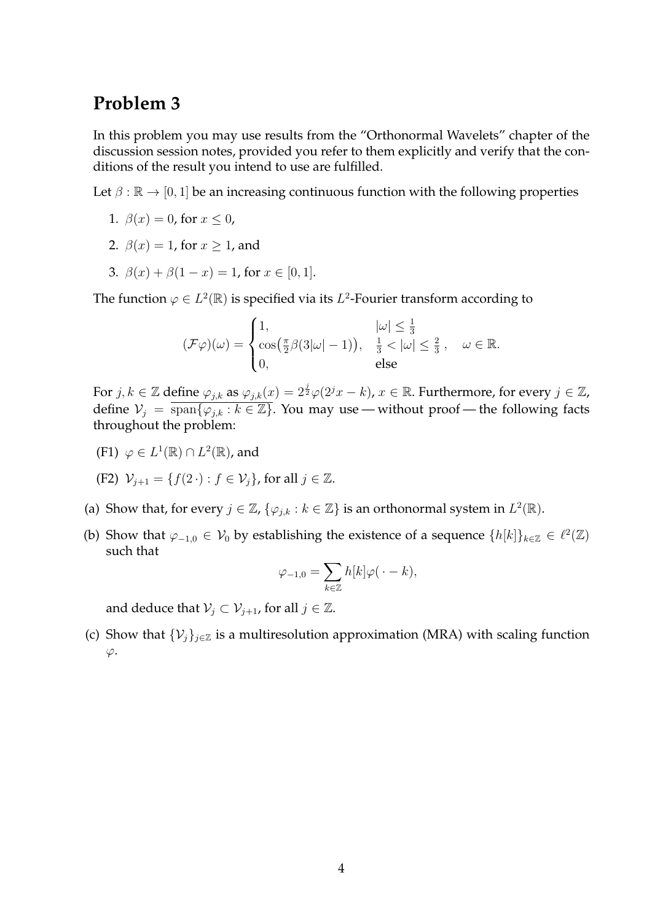# Problem 3

In this problem you may use results from the "Orthonormal Wavelets" chapter of the discussion session notes, provided you refer to them explicitly and verify that the conditions of the result you intend to use are fulfilled.

Let $\beta : \mathbb{R} \to [0, 1]$ be an increasing continuous function with the following properties

1. $\beta(x) = 0$, for $x \leq 0$,
2. $\beta(x) = 1$, for $x \geq 1$, and
3. $\beta(x) + \beta(1 - x) = 1$, for $x \in [0, 1]$.

The function $\varphi \in L^2(\mathbb{R})$ is specified via its $L^2$-Fourier transform according to

$$(\mathcal{F}\varphi)(\omega) = \begin{cases} 1, & |\omega| \leq \frac{1}{3} \\ \cos\left(\frac{\pi}{2}\beta(3|\omega| - 1)\right), & \frac{1}{3} < |\omega| \leq \frac{2}{3} \\ 0, & \text{else} \end{cases}, \quad \omega \in \mathbb{R}.$$

For $j, k \in \mathbb{Z}$ define $\varphi_{j,k}$ as $\varphi_{j,k}(x) = 2^{\frac{j}{2}}\varphi(2^j x - k)$, $x \in \mathbb{R}$. Furthermore, for every $j \in \mathbb{Z}$, define $\mathcal{V}_j = \overline{\operatorname{span}\{\varphi_{j,k} : k \in \mathbb{Z}\}}$. You may use — without proof — the following facts throughout the problem:

(F1) $\varphi \in L^1(\mathbb{R}) \cap L^2(\mathbb{R})$, and

(F2) $\mathcal{V}_{j+1} = \{f(2\,\cdot) : f \in \mathcal{V}_j\}$, for all $j \in \mathbb{Z}$.

(a) Show that, for every $j \in \mathbb{Z}$, $\{\varphi_{j,k} : k \in \mathbb{Z}\}$ is an orthonormal system in $L^2(\mathbb{R})$.

(b) Show that $\varphi_{-1,0} \in \mathcal{V}_0$ by establishing the existence of a sequence $\{h[k]\}_{k \in \mathbb{Z}} \in \ell^2(\mathbb{Z})$ such that

$$\varphi_{-1,0} = \sum_{k \in \mathbb{Z}} h[k]\varphi(\,\cdot - k),$$

and deduce that $\mathcal{V}_j \subset \mathcal{V}_{j+1}$, for all $j \in \mathbb{Z}$.

(c) Show that $\{\mathcal{V}_j\}_{j \in \mathbb{Z}}$ is a multiresolution approximation (MRA) with scaling function $\varphi$.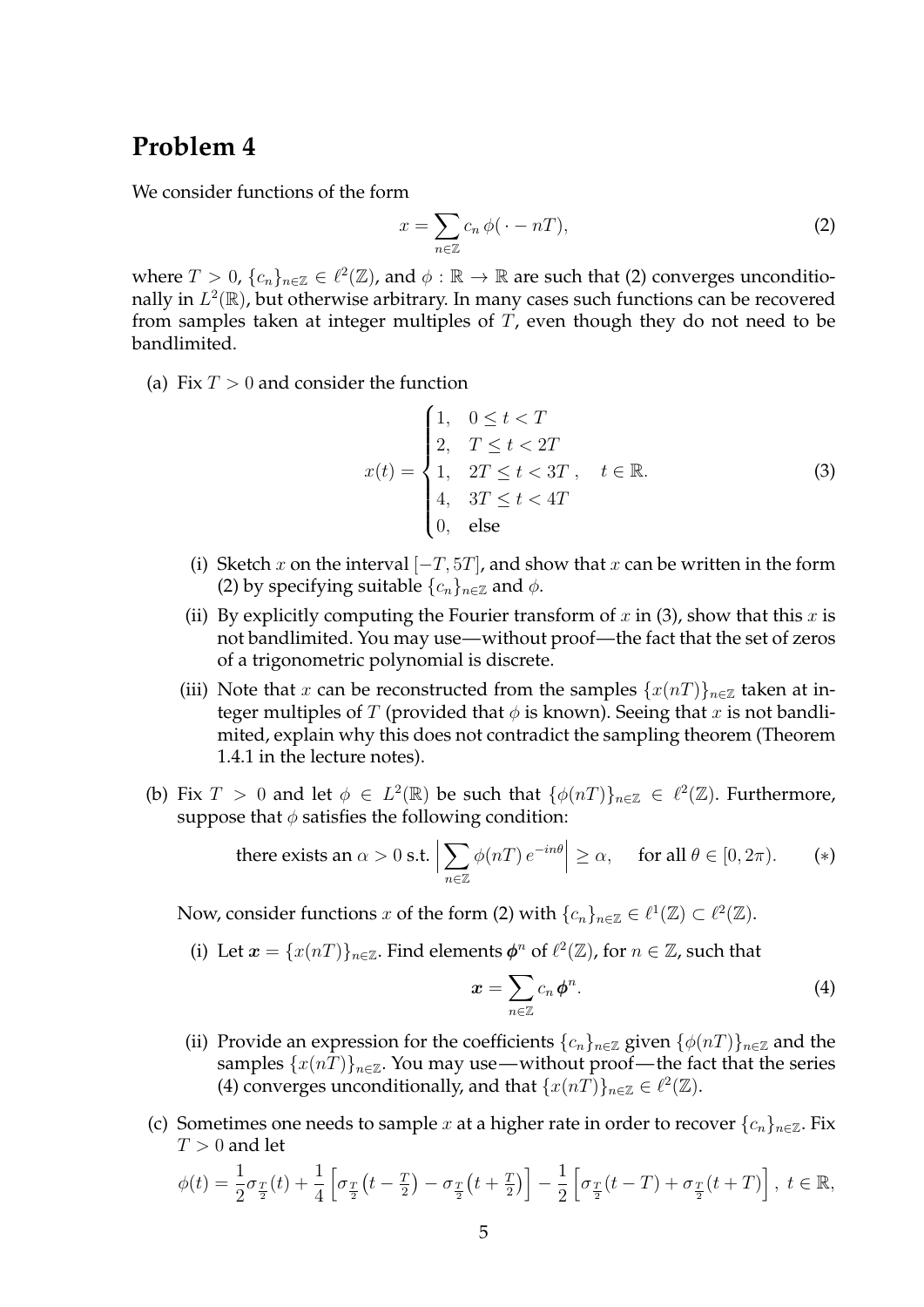## Problem 4

We consider functions of the form

$$x = \sum_{n \in \mathbb{Z}} c_n \, \phi(\,\cdot - nT), \tag{2}$$

where $T > 0$, $\{c_n\}_{n \in \mathbb{Z}} \in \ell^2(\mathbb{Z})$, and $\phi : \mathbb{R} \to \mathbb{R}$ are such that (2) converges unconditionally in $L^2(\mathbb{R})$, but otherwise arbitrary. In many cases such functions can be recovered from samples taken at integer multiples of $T$, even though they do not need to be bandlimited.

(a) Fix $T > 0$ and consider the function

$$x(t) = \begin{cases} 1, & 0 \leq t < T \\ 2, & T \leq t < 2T \\ 1, & 2T \leq t < 3T \\ 4, & 3T \leq t < 4T \\ 0, & \text{else} \end{cases}, \quad t \in \mathbb{R}. \tag{3}$$

  - (i) Sketch $x$ on the interval $[-T, 5T]$, and show that $x$ can be written in the form (2) by specifying suitable $\{c_n\}_{n \in \mathbb{Z}}$ and $\phi$.
  - (ii) By explicitly computing the Fourier transform of $x$ in (3), show that this $x$ is not bandlimited. You may use—without proof—the fact that the set of zeros of a trigonometric polynomial is discrete.
  - (iii) Note that $x$ can be reconstructed from the samples $\{x(nT)\}_{n \in \mathbb{Z}}$ taken at integer multiples of $T$ (provided that $\phi$ is known). Seeing that $x$ is not bandlimited, explain why this does not contradict the sampling theorem (Theorem 1.4.1 in the lecture notes).

(b) Fix $T > 0$ and let $\phi \in L^2(\mathbb{R})$ be such that $\{\phi(nT)\}_{n \in \mathbb{Z}} \in \ell^2(\mathbb{Z})$. Furthermore, suppose that $\phi$ satisfies the following condition:

$$\text{there exists an } \alpha > 0 \text{ s.t. } \Big| \sum_{n \in \mathbb{Z}} \phi(nT)\, e^{-in\theta} \Big| \geq \alpha, \quad \text{for all } \theta \in [0, 2\pi). \tag{$*$}$$

Now, consider functions $x$ of the form (2) with $\{c_n\}_{n \in \mathbb{Z}} \in \ell^1(\mathbb{Z}) \subset \ell^2(\mathbb{Z})$.

  - (i) Let $\boldsymbol{x} = \{x(nT)\}_{n \in \mathbb{Z}}$. Find elements $\boldsymbol{\phi}^n$ of $\ell^2(\mathbb{Z})$, for $n \in \mathbb{Z}$, such that

$$\boldsymbol{x} = \sum_{n \in \mathbb{Z}} c_n \, \boldsymbol{\phi}^n. \tag{4}$$

  - (ii) Provide an expression for the coefficients $\{c_n\}_{n \in \mathbb{Z}}$ given $\{\phi(nT)\}_{n \in \mathbb{Z}}$ and the samples $\{x(nT)\}_{n \in \mathbb{Z}}$. You may use—without proof—the fact that the series (4) converges unconditionally, and that $\{x(nT)\}_{n \in \mathbb{Z}} \in \ell^2(\mathbb{Z})$.

(c) Sometimes one needs to sample $x$ at a higher rate in order to recover $\{c_n\}_{n \in \mathbb{Z}}$. Fix $T > 0$ and let

$$\phi(t) = \frac{1}{2}\sigma_{\frac{T}{2}}(t) + \frac{1}{4}\left[\sigma_{\frac{T}{2}}\big(t - \tfrac{T}{2}\big) - \sigma_{\frac{T}{2}}\big(t + \tfrac{T}{2}\big)\right] - \frac{1}{2}\left[\sigma_{\frac{T}{2}}(t - T) + \sigma_{\frac{T}{2}}(t + T)\right], \; t \in \mathbb{R},$$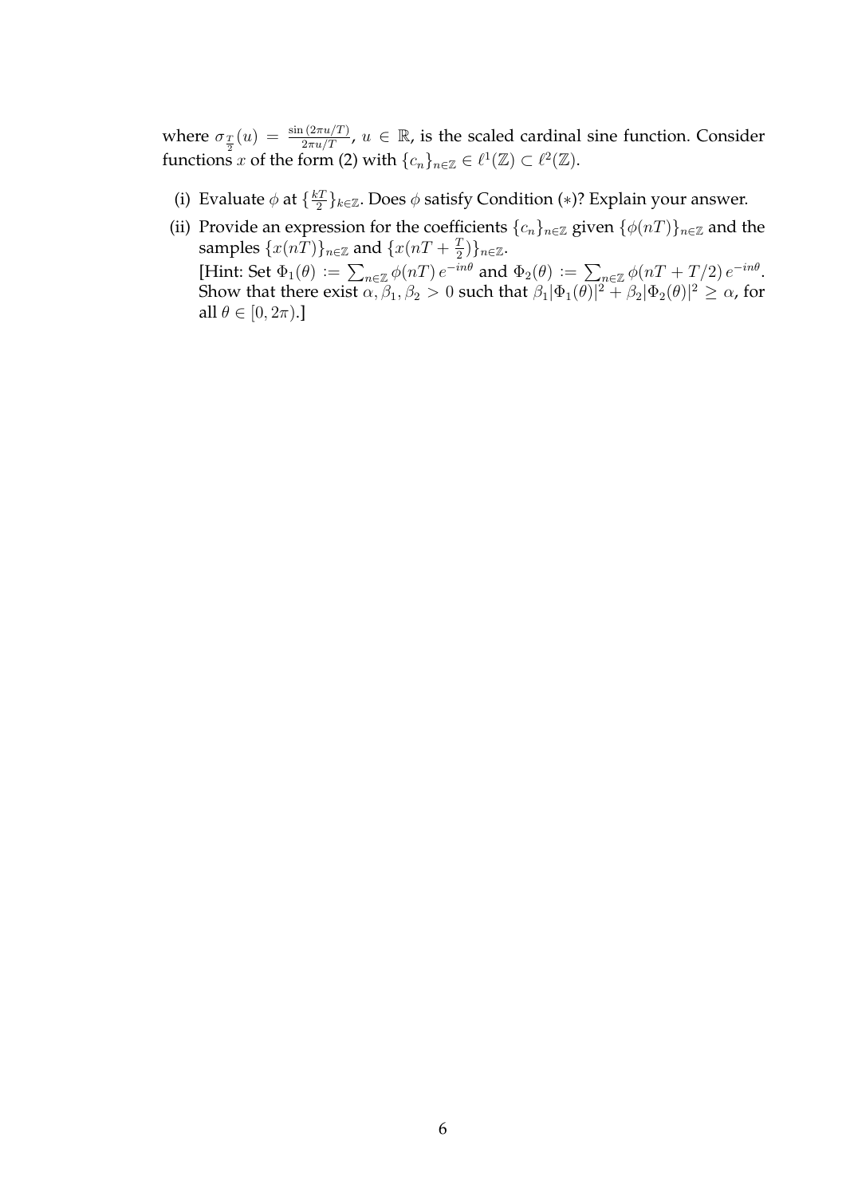where $\sigma_{\frac{T}{2}}(u) = \frac{\sin(2\pi u/T)}{2\pi u/T}$, $u \in \mathbb{R}$, is the scaled cardinal sine function. Consider functions $x$ of the form (2) with $\{c_n\}_{n\in\mathbb{Z}} \in \ell^1(\mathbb{Z}) \subset \ell^2(\mathbb{Z})$.

(i) Evaluate $\phi$ at $\{\frac{kT}{2}\}_{k\in\mathbb{Z}}$. Does $\phi$ satisfy Condition (∗)? Explain your answer.

(ii) Provide an expression for the coefficients $\{c_n\}_{n\in\mathbb{Z}}$ given $\{\phi(nT)\}_{n\in\mathbb{Z}}$ and the samples $\{x(nT)\}_{n\in\mathbb{Z}}$ and $\{x(nT + \frac{T}{2})\}_{n\in\mathbb{Z}}$.
[Hint: Set $\Phi_1(\theta) := \sum_{n\in\mathbb{Z}} \phi(nT)\, e^{-in\theta}$ and $\Phi_2(\theta) := \sum_{n\in\mathbb{Z}} \phi(nT + T/2)\, e^{-in\theta}$. Show that there exist $\alpha, \beta_1, \beta_2 > 0$ such that $\beta_1|\Phi_1(\theta)|^2 + \beta_2|\Phi_2(\theta)|^2 \geq \alpha$, for all $\theta \in [0, 2\pi)$.]